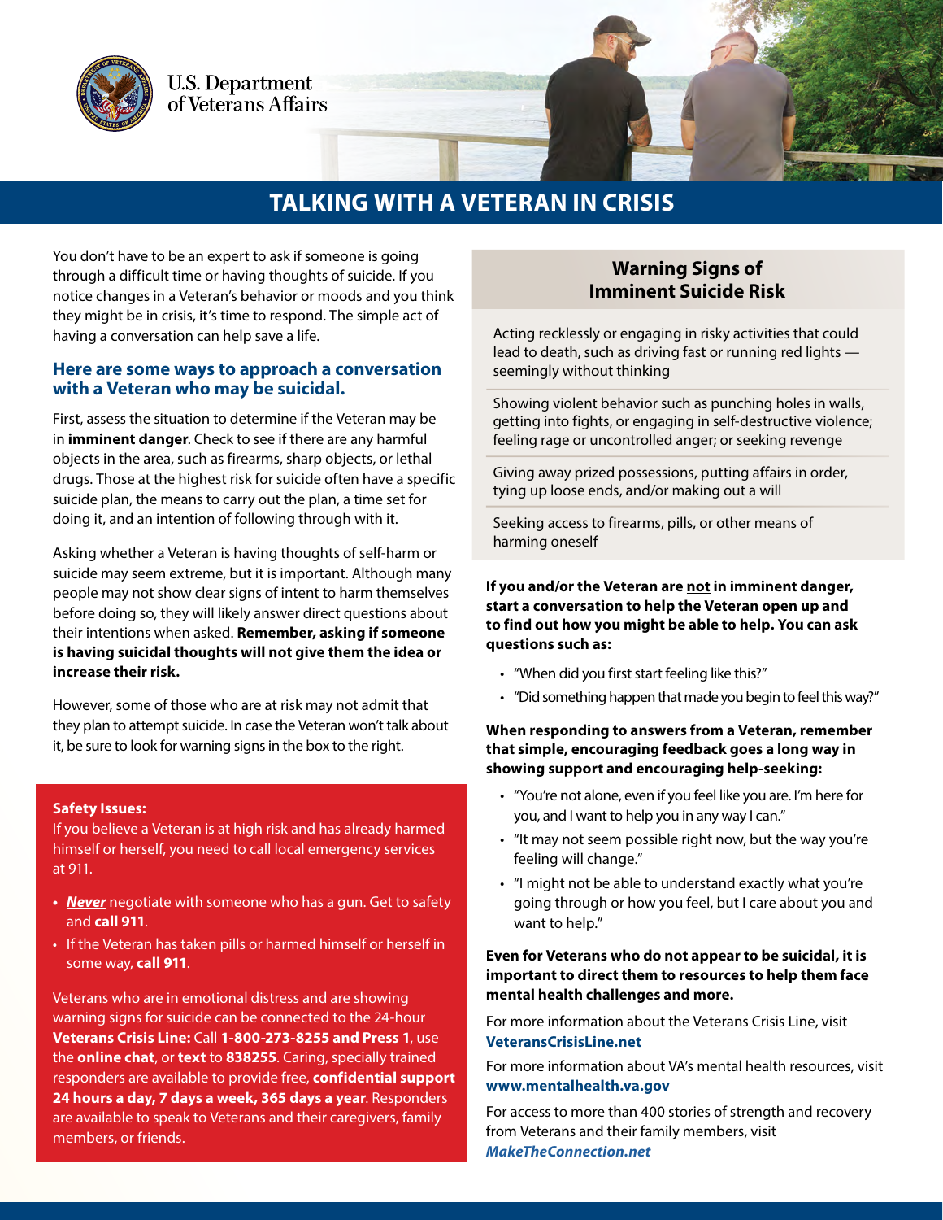U.S. Department of Veterans Affairs

# TALKING WITH A VETERAN IN CRISIS

You don't have to be an expert to ask if someone is going through a difficult time or having thoughts of suicide. If you notice changes in a Veteran's behavior or moods and you think they might be in crisis, it's time to respond. The simple act of having a conversation can help save a life.

## Here are some ways to approach a conversation with a Veteran who may be suicidal.

First, assess the situation to determine if the Veteran may be in **imminent danger**. Check to see if there are any harmful objects in the area, such as firearms, sharp objects, or lethal drugs. Those at the highest risk for suicide often have a specific suicide plan, the means to carry out the plan, a time set for doing it, and an intention of following through with it.

Asking whether a Veteran is having thoughts of self-harm or suicide may seem extreme, but it is important. Although many people may not show clear signs of intent to harm themselves before doing so, they will likely answer direct questions about their intentions when asked. **Remember, asking if someone is having suicidal thoughts will not give them the idea or increase their risk.**

However, some of those who are at risk may not admit that they plan to attempt suicide. In case the Veteran won't talk about it, be sure to look for warning signs in the box to the right.

**Safety Issues:**
If you believe a Veteran is at high risk and has already harmed himself or herself, you need to call local emergency services at 911.

- ***Never*** negotiate with someone who has a gun. Get to safety and **call 911**.
- If the Veteran has taken pills or harmed himself or herself in some way, **call 911**.

Veterans who are in emotional distress and are showing warning signs for suicide can be connected to the 24-hour **Veterans Crisis Line:** Call **1-800-273-8255 and Press 1**, use the **online chat**, or **text** to **838255**. Caring, specially trained responders are available to provide free, **confidential support 24 hours a day, 7 days a week, 365 days a year**. Responders are available to speak to Veterans and their caregivers, family members, or friends.

### Warning Signs of Imminent Suicide Risk

- Acting recklessly or engaging in risky activities that could lead to death, such as driving fast or running red lights — seemingly without thinking
- Showing violent behavior such as punching holes in walls, getting into fights, or engaging in self-destructive violence; feeling rage or uncontrolled anger; or seeking revenge
- Giving away prized possessions, putting affairs in order, tying up loose ends, and/or making out a will
- Seeking access to firearms, pills, or other means of harming oneself

**If you and/or the Veteran are <u>not</u> in imminent danger, start a conversation to help the Veteran open up and to find out how you might be able to help. You can ask questions such as:**

- "When did you first start feeling like this?"
- "Did something happen that made you begin to feel this way?"

**When responding to answers from a Veteran, remember that simple, encouraging feedback goes a long way in showing support and encouraging help-seeking:**

- "You're not alone, even if you feel like you are. I'm here for you, and I want to help you in any way I can."
- "It may not seem possible right now, but the way you're feeling will change."
- "I might not be able to understand exactly what you're going through or how you feel, but I care about you and want to help."

**Even for Veterans who do not appear to be suicidal, it is important to direct them to resources to help them face mental health challenges and more.**

For more information about the Veterans Crisis Line, visit **VeteransCrisisLine.net**

For more information about VA's mental health resources, visit **www.mentalhealth.va.gov**

For access to more than 400 stories of strength and recovery from Veterans and their family members, visit ***MakeTheConnection.net***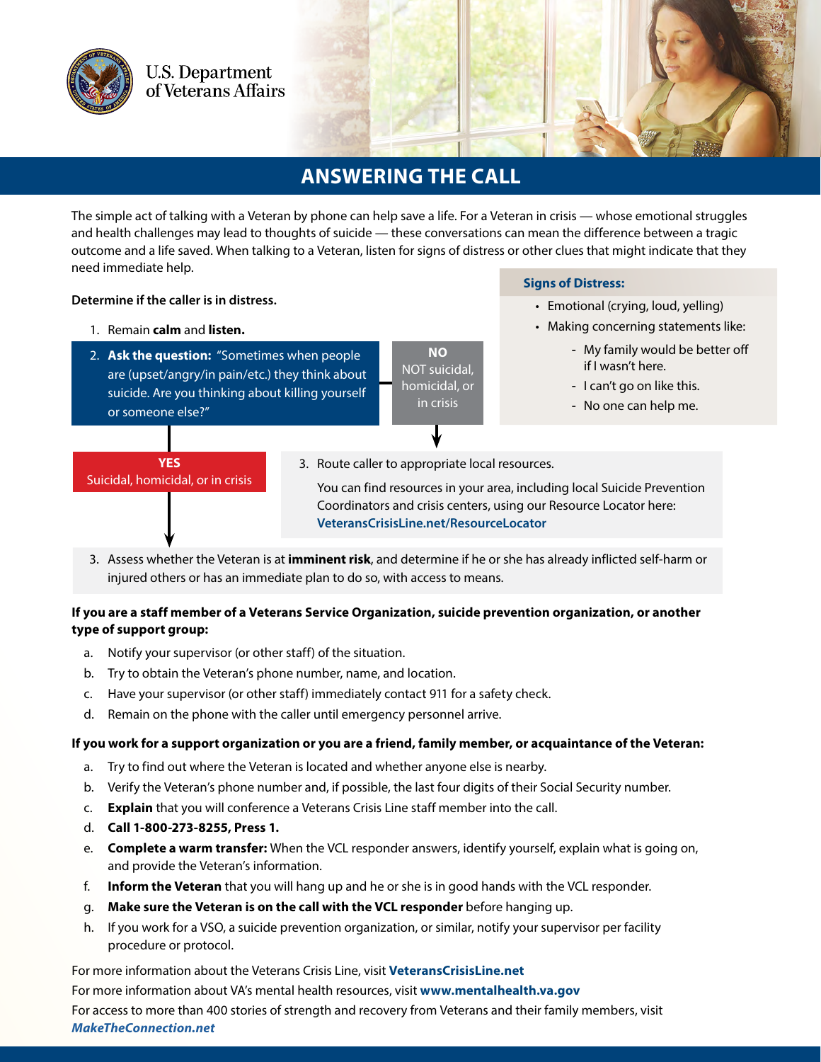U.S. Department of Veterans Affairs

# ANSWERING THE CALL

The simple act of talking with a Veteran by phone can help save a life. For a Veteran in crisis — whose emotional struggles and health challenges may lead to thoughts of suicide — these conversations can mean the difference between a tragic outcome and a life saved. When talking to a Veteran, listen for signs of distress or other clues that might indicate that they need immediate help.

**Signs of Distress:**

- Emotional (crying, loud, yelling)
- Making concerning statements like:
  - My family would be better off if I wasn't here.
  - I can't go on like this.
  - No one can help me.

**Determine if the caller is in distress.**

1. Remain **calm** and **listen.**
2. **Ask the question:** "Sometimes when people are (upset/angry/in pain/etc.) they think about suicide. Are you thinking about killing yourself or someone else?"

**NO** – NOT suicidal, homicidal, or in crisis

3. Route caller to appropriate local resources.

   You can find resources in your area, including local Suicide Prevention Coordinators and crisis centers, using our Resource Locator here: **VeteransCrisisLine.net/ResourceLocator**

**YES** – Suicidal, homicidal, or in crisis

3. Assess whether the Veteran is at **imminent risk**, and determine if he or she has already inflicted self-harm or injured others or has an immediate plan to do so, with access to means.

**If you are a staff member of a Veterans Service Organization, suicide prevention organization, or another type of support group:**

a. Notify your supervisor (or other staff) of the situation.
b. Try to obtain the Veteran's phone number, name, and location.
c. Have your supervisor (or other staff) immediately contact 911 for a safety check.
d. Remain on the phone with the caller until emergency personnel arrive.

**If you work for a support organization or you are a friend, family member, or acquaintance of the Veteran:**

a. Try to find out where the Veteran is located and whether anyone else is nearby.
b. Verify the Veteran's phone number and, if possible, the last four digits of their Social Security number.
c. **Explain** that you will conference a Veterans Crisis Line staff member into the call.
d. **Call 1-800-273-8255, Press 1.**
e. **Complete a warm transfer:** When the VCL responder answers, identify yourself, explain what is going on, and provide the Veteran's information.
f. **Inform the Veteran** that you will hang up and he or she is in good hands with the VCL responder.
g. **Make sure the Veteran is on the call with the VCL responder** before hanging up.
h. If you work for a VSO, a suicide prevention organization, or similar, notify your supervisor per facility procedure or protocol.

For more information about the Veterans Crisis Line, visit **VeteransCrisisLine.net**

For more information about VA's mental health resources, visit **www.mentalhealth.va.gov**

For access to more than 400 stories of strength and recovery from Veterans and their family members, visit ***MakeTheConnection.net***